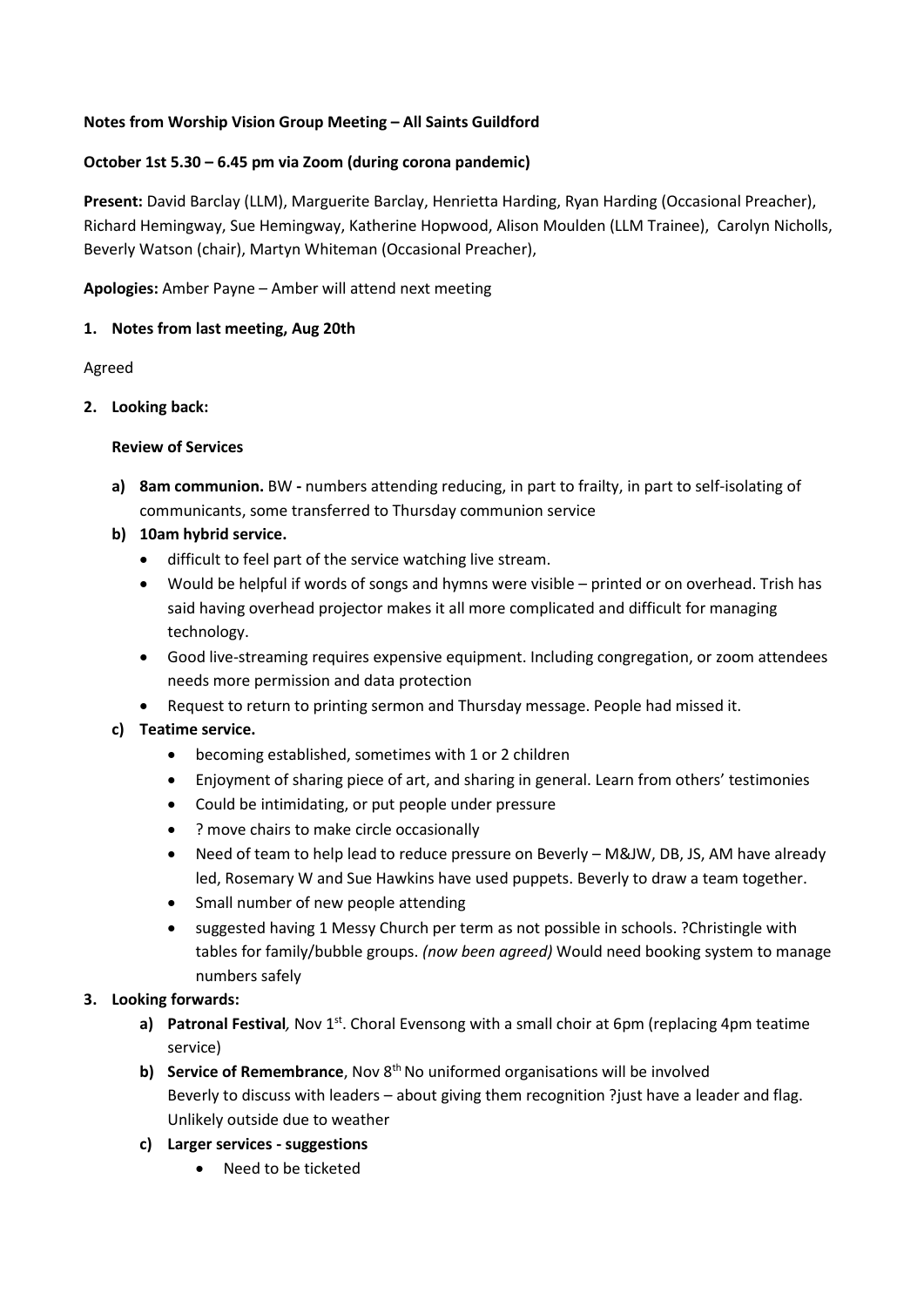**Notes from Worship Vision Group Meeting – All Saints Guildford**

**October 1st 5.30 – 6.45 pm via Zoom (during corona pandemic)**

**Present:** David Barclay (LLM), Marguerite Barclay, Henrietta Harding, Ryan Harding (Occasional Preacher), Richard Hemingway, Sue Hemingway, Katherine Hopwood, Alison Moulden (LLM Trainee), Carolyn Nicholls, Beverly Watson (chair), Martyn Whiteman (Occasional Preacher),

**Apologies:** Amber Payne – Amber will attend next meeting

1. **Notes from last meeting, Aug 20th**

Agreed

2. **Looking back:**

   **Review of Services**

   a) **8am communion.** BW **-** numbers attending reducing, in part to frailty, in part to self-isolating of communicants, some transferred to Thursday communion service

   b) **10am hybrid service.**
      - difficult to feel part of the service watching live stream.
      - Would be helpful if words of songs and hymns were visible – printed or on overhead. Trish has said having overhead projector makes it all more complicated and difficult for managing technology.
      - Good live-streaming requires expensive equipment. Including congregation, or zoom attendees needs more permission and data protection
      - Request to return to printing sermon and Thursday message. People had missed it.

   c) **Teatime service.**
      - becoming established, sometimes with 1 or 2 children
      - Enjoyment of sharing piece of art, and sharing in general. Learn from others' testimonies
      - Could be intimidating, or put people under pressure
      - ? move chairs to make circle occasionally
      - Need of team to help lead to reduce pressure on Beverly – M&JW, DB, JS, AM have already led, Rosemary W and Sue Hawkins have used puppets. Beverly to draw a team together.
      - Small number of new people attending
      - suggested having 1 Messy Church per term as not possible in schools. ?Christingle with tables for family/bubble groups. *(now been agreed)* Would need booking system to manage numbers safely

3. **Looking forwards:**

   a) **Patronal Festival***,* Nov 1st. Choral Evensong with a small choir at 6pm (replacing 4pm teatime service)

   b) **Service of Remembrance**, Nov 8th No uniformed organisations will be involved
      Beverly to discuss with leaders – about giving them recognition ?just have a leader and flag. Unlikely outside due to weather

   c) **Larger services - suggestions**
      - Need to be ticketed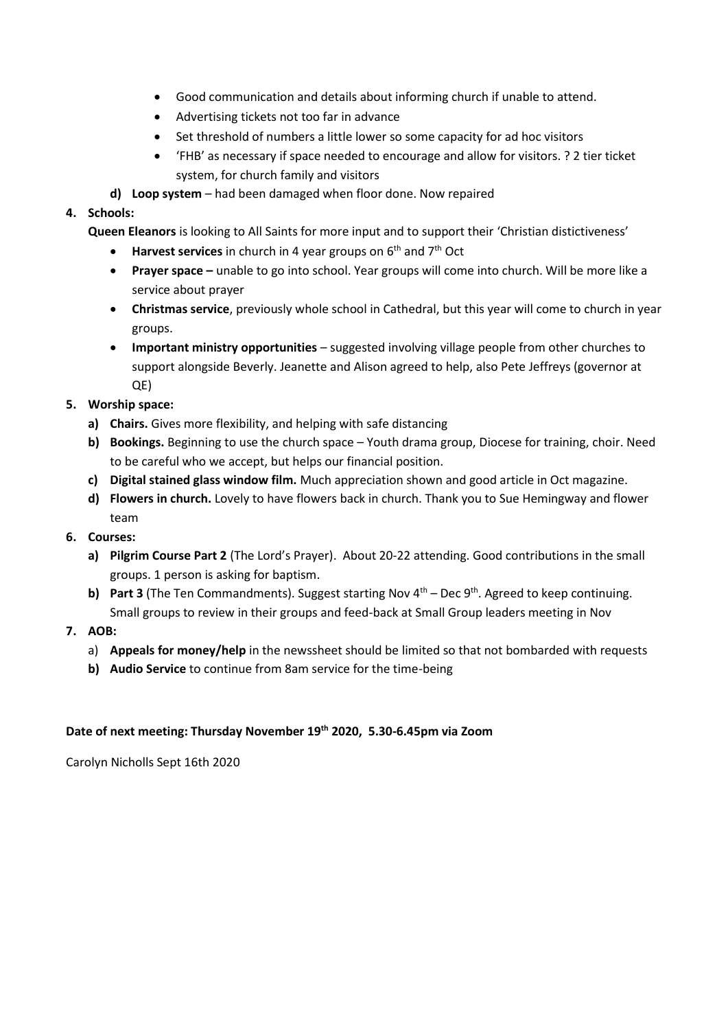- Good communication and details about informing church if unable to attend.
- Advertising tickets not too far in advance
- Set threshold of numbers a little lower so some capacity for ad hoc visitors
- 'FHB' as necessary if space needed to encourage and allow for visitors. ? 2 tier ticket system, for church family and visitors

**d) Loop system** – had been damaged when floor done. Now repaired

**4. Schools:**

**Queen Eleanors** is looking to All Saints for more input and to support their 'Christian distictiveness'

- **Harvest services** in church in 4 year groups on 6th and 7th Oct
- **Prayer space –** unable to go into school. Year groups will come into church. Will be more like a service about prayer
- **Christmas service**, previously whole school in Cathedral, but this year will come to church in year groups.
- **Important ministry opportunities** – suggested involving village people from other churches to support alongside Beverly. Jeanette and Alison agreed to help, also Pete Jeffreys (governor at QE)

**5. Worship space:**

**a) Chairs.** Gives more flexibility, and helping with safe distancing

**b) Bookings.** Beginning to use the church space – Youth drama group, Diocese for training, choir. Need to be careful who we accept, but helps our financial position.

**c) Digital stained glass window film.** Much appreciation shown and good article in Oct magazine.

**d) Flowers in church.** Lovely to have flowers back in church. Thank you to Sue Hemingway and flower team

**6. Courses:**

**a) Pilgrim Course Part 2** (The Lord's Prayer). About 20-22 attending. Good contributions in the small groups. 1 person is asking for baptism.

**b) Part 3** (The Ten Commandments). Suggest starting Nov 4th – Dec 9th. Agreed to keep continuing. Small groups to review in their groups and feed-back at Small Group leaders meeting in Nov

**7. AOB:**

a) **Appeals for money/help** in the newssheet should be limited so that not bombarded with requests

**b) Audio Service** to continue from 8am service for the time-being

**Date of next meeting: Thursday November 19th 2020, 5.30-6.45pm via Zoom**

Carolyn Nicholls Sept 16th 2020